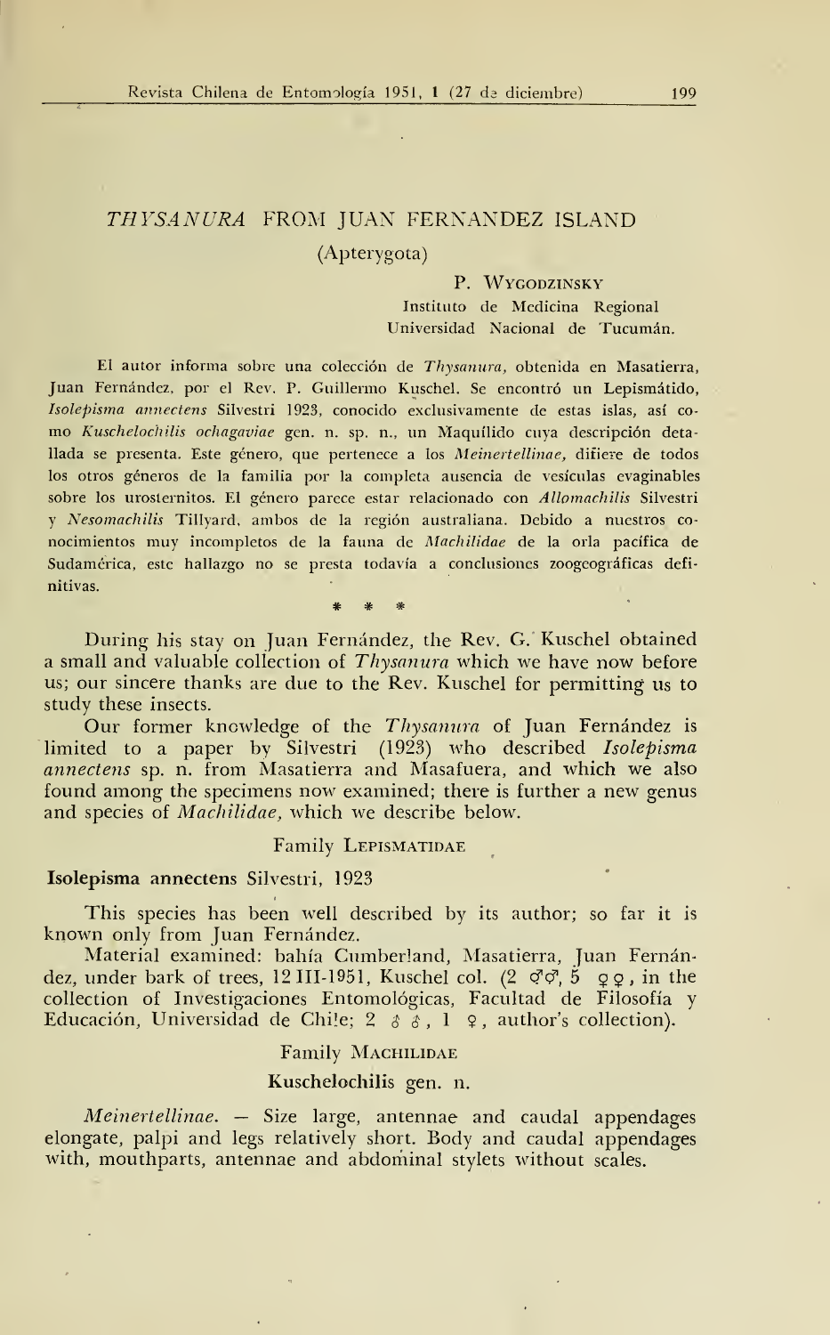# *THYSANURA* FROM JUAN FERNANDEZ ISLAND

(Apterygota)

P. Wygodzinsky
Instituto de Medicina Regional
Universidad Nacional de Tucumán.

El autor informa sobre una colección de *Thysanura*, obtenida en Masatierra, Juan Fernández, por el Rev. P. Guillermo Kuschel. Se encontró un Lepismátido, *Isolepisma annectens* Silvestri 1923, conocido exclusivamente de estas islas, así como *Kuschelochilis ochagaviae* gen. n. sp. n., un Maquílido cuya descripción detallada se presenta. Este género, que pertenece a los *Meinertellinae*, difiere de todos los otros géneros de la familia por la completa ausencia de vesículas evaginables sobre los urosternitos. El género parece estar relacionado con *Allomachilis* Silvestri y *Nesomachilis* Tillyard, ambos de la región australiana. Debido a nuestros conocimientos muy incompletos de la fauna de *Machilidae* de la orla pacífica de Sudamérica, este hallazgo no se presta todavía a conclusiones zoogeográficas definitivas.

\* \* \*

During his stay on Juan Fernández, the Rev. G. Kuschel obtained a small and valuable collection of *Thysanura* which we have now before us; our sincere thanks are due to the Rev. Kuschel for permitting us to study these insects.

Our former knowledge of the *Thysanura* of Juan Fernández is limited to a paper by Silvestri (1923) who described *Isolepisma annectens* sp. n. from Masatierra and Masafuera, and which we also found among the specimens now examined; there is further a new genus and species of *Machilidae*, which we describe below.

## Family Lepismatidae

**Isolepisma annectens** Silvestri, 1923

This species has been well described by its author; so far it is known only from Juan Fernández.

Material examined: bahía Cumberland, Masatierra, Juan Fernández, under bark of trees, 12 III-1951, Kuschel col. (2 ♂♂, 5 ♀♀, in the collection of Investigaciones Entomológicas, Facultad de Filosofía y Educación, Universidad de Chile; 2 ♂♂, 1 ♀, author's collection).

## Family Machilidae

### Kuschelochilis gen. n.

*Meinertellinae*. — Size large, antennae and caudal appendages elongate, palpi and legs relatively short. Body and caudal appendages with, mouthparts, antennae and abdominal stylets without scales.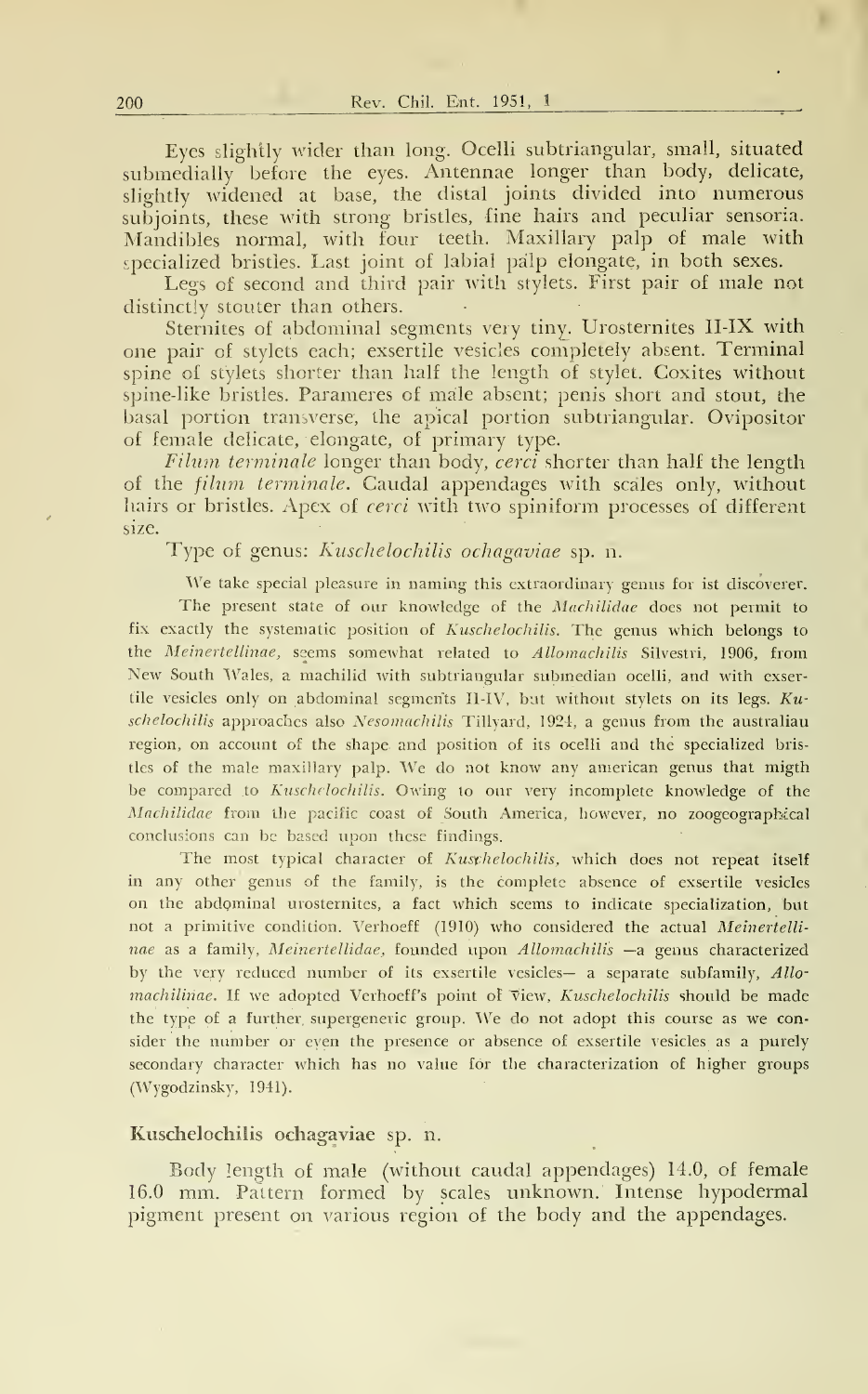Eyes slightly wider than long. Ocelli subtriangular, small, situated submedially before the eyes. Antennae longer than body, delicate, slightly widened at base, the distal joints divided into numerous subjoints, these with strong bristles, fine hairs and peculiar sensoria. Mandibles normal, with four teeth. Maxillary palp of male with specialized bristles. Last joint of labial palp elongate, in both sexes.

Legs of second and third pair with stylets. First pair of male not distinctly stouter than others.

Sternites of abdominal segments very tiny. Urosternites II-IX with one pair of stylets each; exsertile vesicles completely absent. Terminal spine of stylets shorter than half the length of stylet. Coxites without spine-like bristles. Parameres of male absent; penis short and stout, the basal portion transverse, the apical portion subtriangular. Ovipositor of female delicate, elongate, of primary type.

*Filum terminale* longer than body, *cerci* shorter than half the length of the *filum terminale*. Caudal appendages with scales only, without hairs or bristles. Apex of *cerci* with two spiniform processes of different size.

Type of genus: *Kuschelochilis ochagaviae* sp. n.

We take special pleasure in naming this extraordinary genus for ist discoverer.

The present state of our knowledge of the *Machilidae* does not permit to fix exactly the systematic position of *Kuschelochilis*. The genus which belongs to the *Meinertellinae*, seems somewhat related to *Allomachilis* Silvestri, 1906, from New South Wales, a machilid with subtriangular submedian ocelli, and with exsertile vesicles only on abdominal segments II-IV, but without stylets on its legs. *Kuschelochilis* approaches also *Nesomachilis* Tillyard, 1924, a genus from the australiau region, on account of the shape and position of its ocelli and the specialized bristles of the male maxillary palp. We do not know any american genus that migth be compared to *Kuschelochilis*. Owing to our very incomplete knowledge of the *Machilidae* from the pacific coast of South America, however, no zoogeographical conclusions can be based upon these findings.

The most typical character of *Kuschelochilis*, which does not repeat itself in any other genus of the family, is the complete absence of exsertile vesicles on the abdominal urosternites, a fact which seems to indicate specialization, but not a primitive condition. Verhoeff (1910) who considered the actual *Meinertellinae* as a family, *Meinertellidae*, founded upon *Allomachilis* —a genus characterized by the very reduced number of its exsertile vesicles— a separate subfamily, *Allomachilinae*. If we adopted Verhoeff's point of view, *Kuschelochilis* should be made the type of a further supergeneric group. We do not adopt this course as we consider the number or even the presence or absence of exsertile vesicles as a purely secondary character which has no value for the characterization of higher groups (Wygodzinsky, 1941).

## Kuschelochilis ochagaviae sp. n.

Body length of male (without caudal appendages) 14.0, of female 16.0 mm. Pattern formed by scales unknown. Intense hypodermal pigment present on various region of the body and the appendages.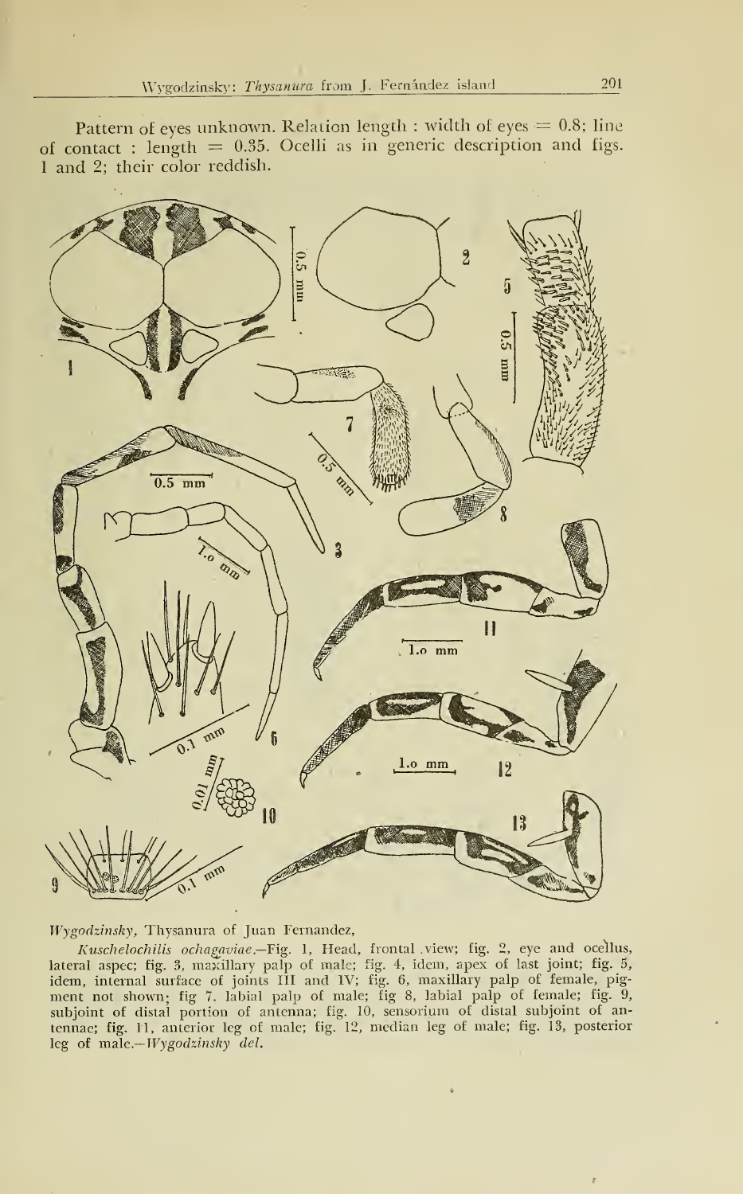Pattern of eyes unknown. Relation length : width of eyes = 0.8; line of contact : length = 0.35. Ocelli as in generic description and figs. 1 and 2; their color reddish.

*Wygodzinsky*, Thysanura of Juan Fernandez,

*Kuschelochilis ochagaviae*.—Fig. 1, Head, frontal view; fig. 2, eye and ocellus, lateral aspec; fig. 3, maxillary palp of male; fig. 4, idem, apex of last joint; fig. 5, idem, internal surface of joints III and IV; fig. 6, maxillary palp of female, pigment not shown; fig 7. labial palp of male; fig 8, labial palp of female; fig. 9, subjoint of distal portion of antenna; fig. 10, sensorium of distal subjoint of antennae; fig. 11, anterior leg of male; fig. 12, median leg of male; fig. 13, posterior leg of male.—*Wygodzinsky del.*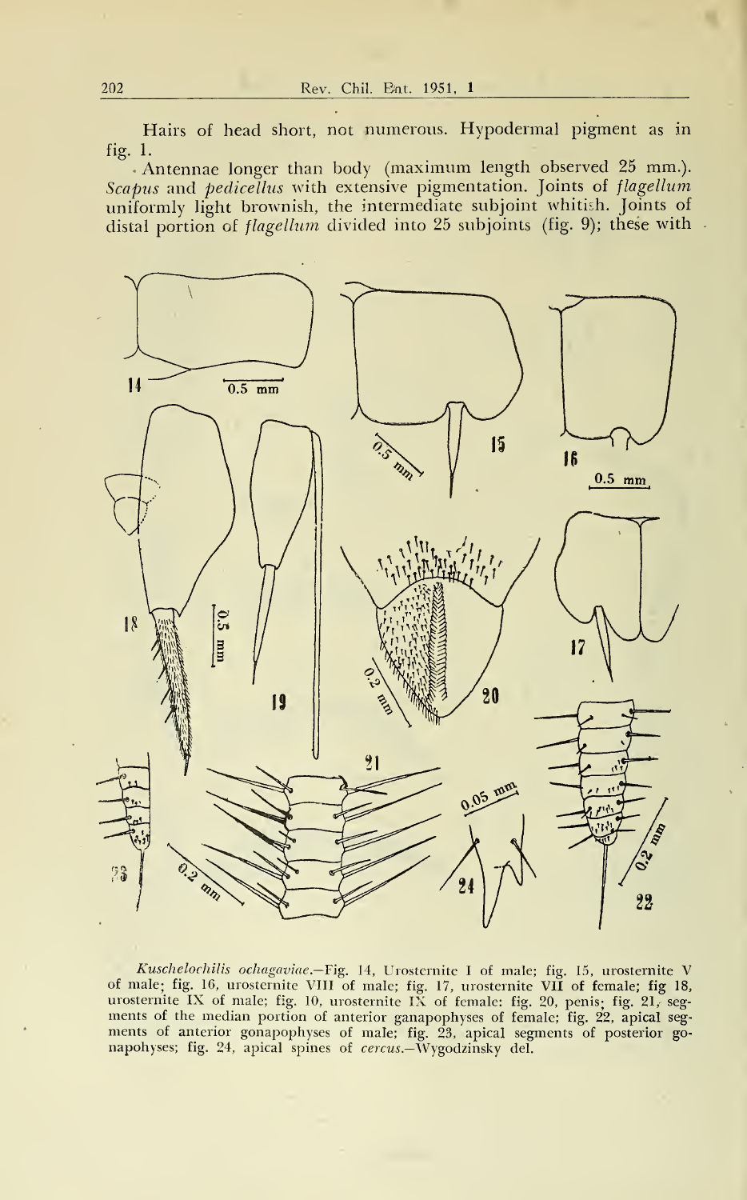Hairs of head short, not numerous. Hypodermal pigment as in fig. 1.

Antennae longer than body (maximum length observed 25 mm.). *Scapus* and *pedicellus* with extensive pigmentation. Joints of *flagellum* uniformly light brownish, the intermediate subjoint whitish. Joints of distal portion of *flagellum* divided into 25 subjoints (fig. 9); these with

*Kuschelochilis ochagaviae*.—Fig. 14, Urosternite I of male; fig. 15, urosternite V of male; fig. 16, urosternite VIII of male; fig. 17, urosternite VII of female; fig 18, urosternite IX of male; fig. 10, urosternite IX of female: fig. 20, penis; fig. 21, segments of the median portion of anterior ganapophyses of female; fig. 22, apical segments of anterior gonapophyses of male; fig. 23, apical segments of posterior gonapohyses; fig. 24, apical spines of *cercus*.—Wygodzinsky del.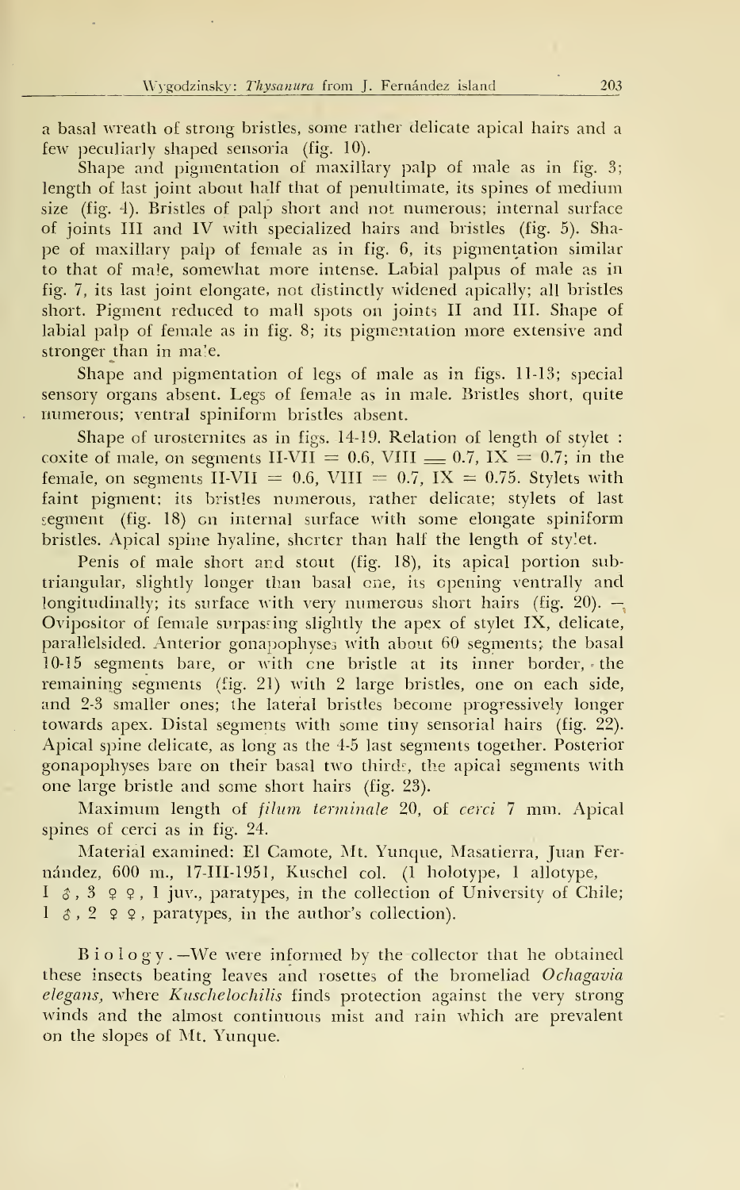a basal wreath of strong bristles, some rather delicate apical hairs and a few peculiarly shaped sensoria (fig. 10).

Shape and pigmentation of maxillary palp of male as in fig. 3; length of last joint about half that of penultimate, its spines of medium size (fig. 4). Bristles of palp short and not numerous; internal surface of joints III and IV with specialized hairs and bristles (fig. 5). Shape of maxillary palp of female as in fig. 6, its pigmentation similar to that of male, somewhat more intense. Labial palpus of male as in fig. 7, its last joint elongate, not distinctly widened apically; all bristles short. Pigment reduced to mall spots on joints II and III. Shape of labial palp of female as in fig. 8; its pigmentation more extensive and stronger than in male.

Shape and pigmentation of legs of male as in figs. 11-13; special sensory organs absent. Legs of female as in male. Bristles short, quite numerous; ventral spiniform bristles absent.

Shape of urosternites as in figs. 14-19. Relation of length of stylet : coxite of male, on segments II-VII = 0.6, VIII = 0.7, IX = 0.7; in the female, on segments II-VII = 0.6, VIII = 0.7, IX = 0.75. Stylets with faint pigment; its bristles numerous, rather delicate; stylets of last segment (fig. 18) on internal surface with some elongate spiniform bristles. Apical spine hyaline, shorter than half the length of stylet.

Penis of male short and stout (fig. 18), its apical portion subtriangular, slightly longer than basal one, its opening ventrally and longitudinally; its surface with very numerous short hairs (fig. 20). — Ovipositor of female surpassing slightly the apex of stylet IX, delicate, parallelsided. Anterior gonapophyses with about 60 segments; the basal 10-15 segments bare, or with one bristle at its inner border, the remaining segments (fig. 21) with 2 large bristles, one on each side, and 2-3 smaller ones; the lateral bristles become progressively longer towards apex. Distal segments with some tiny sensorial hairs (fig. 22). Apical spine delicate, as long as the 4-5 last segments together. Posterior gonapophyses bare on their basal two thirds, the apical segments with one large bristle and some short hairs (fig. 23).

Maximum length of *filum terminale* 20, of *cerci* 7 mm. Apical spines of cerci as in fig. 24.

Material examined: El Camote, Mt. Yunque, Masatierra, Juan Fernández, 600 m., 17-III-1951, Kuschel col. (1 holotype, 1 allotype, 1 ♂, 3 ♀♀, 1 juv., paratypes, in the collection of University of Chile; 1 ♂, 2 ♀♀, paratypes, in the author's collection).

B i o l o g y. —We were informed by the collector that he obtained these insects beating leaves and rosettes of the bromeliad *Ochagavia elegans*, where *Kuschelochilis* finds protection against the very strong winds and the almost continuous mist and rain which are prevalent on the slopes of Mt. Yunque.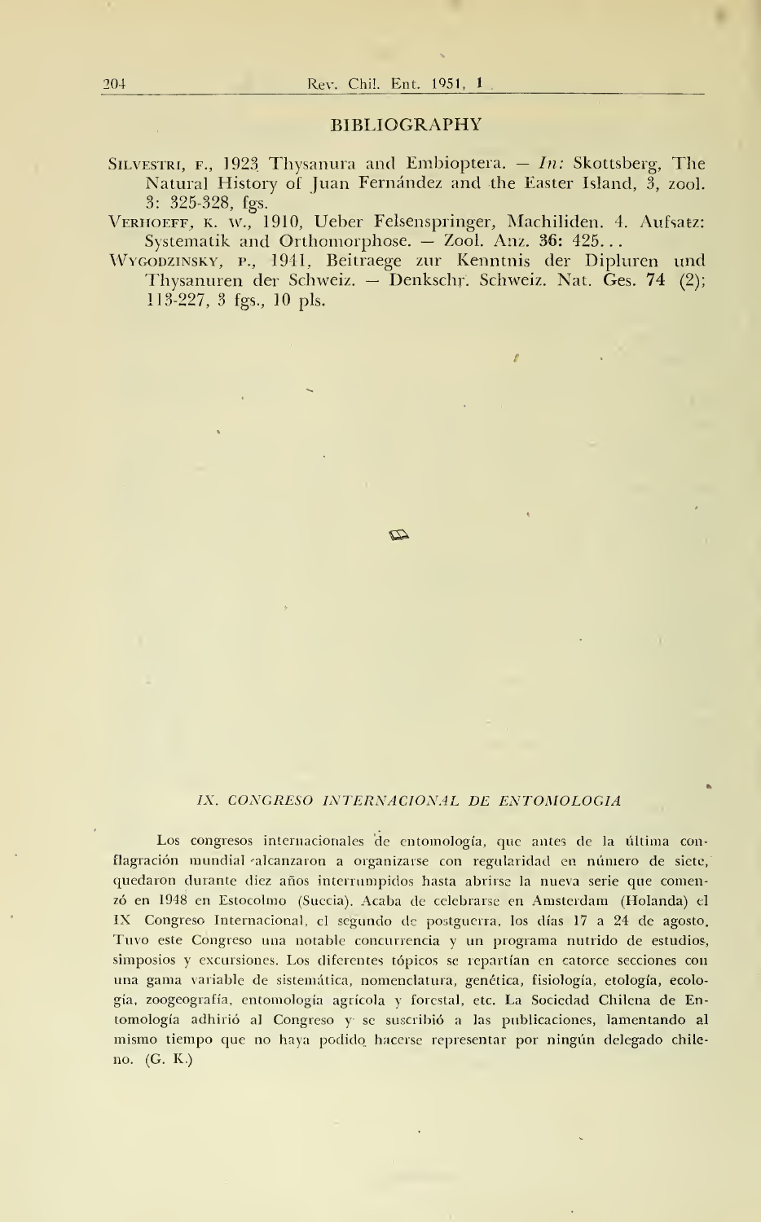## BIBLIOGRAPHY

Silvestri, F., 1923 Thysanura and Embioptera. — *In:* Skottsberg, The Natural History of Juan Fernández and the Easter Island, 3, zool. 3: 325-328, fgs.

Verhoeff, K. W., 1910, Ueber Felsenspringer, Machiliden. 4. Aufsatz: Systematik and Orthomorphose. — Zool. Anz. **36:** 425...

Wygodzinsky, P., 1941, Beitraege zur Kenntnis der Dipluren und Thysanuren der Schweiz. — Denkschr. Schweiz. Nat. Ges. **74** (2); 113-227, 3 fgs., 10 pls.

### *IX. CONGRESO INTERNACIONAL DE ENTOMOLOGIA*

Los congresos internacionales de entomología, que antes de la última conflagración mundial alcanzaron a organizarse con regularidad en número de siete, quedaron durante diez años interrumpidos hasta abrirse la nueva serie que comenzó en 1948 en Estocolmo (Suecia). Acaba de celebrarse en Amsterdam (Holanda) el IX Congreso Internacional, el segundo de postguerra, los días 17 a 24 de agosto. Tuvo este Congreso una notable concurrencia y un programa nutrido de estudios, simposios y excursiones. Los diferentes tópicos se repartían en catorce secciones con una gama variable de sistemática, nomenclatura, genética, fisiología, etología, ecología, zoogeografía, entomología agrícola y forestal, etc. La Sociedad Chilena de Entomología adhirió al Congreso y se suscribió a las publicaciones, lamentando al mismo tiempo que no haya podido hacerse representar por ningún delegado chileno. (G. K.)